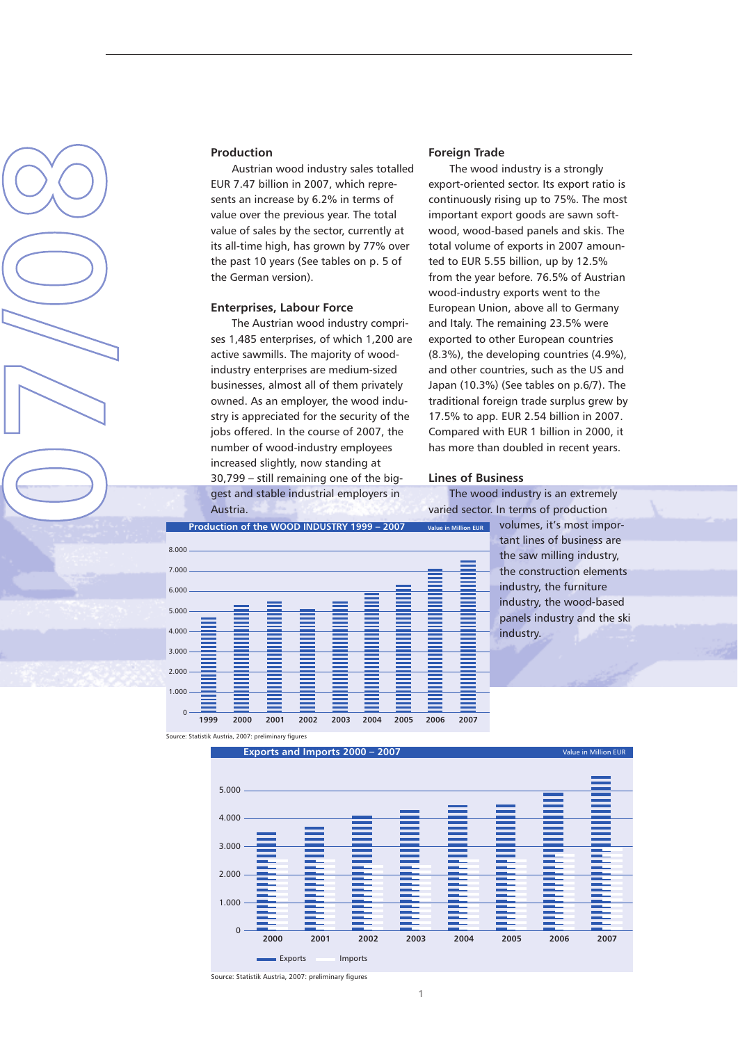## Production

Austrian wood industry sales totalled EUR 7.47 billion in 2007, which represents an increase by 6.2% in terms of value over the previous year. The total value of sales by the sector, currently at its all-time high, has grown by 77% over the past 10 years (See tables on p. 5 of the German version).

## Enterprises, Labour Force

The Austrian wood industry comprises 1,485 enterprises, of which 1,200 are active sawmills. The majority of wood-industry enterprises are medium-sized businesses, almost all of them privately owned. As an employer, the wood industry is appreciated for the security of the jobs offered. In the course of 2007, the number of wood-industry employees increased slightly, now standing at 30,799 – still remaining one of the biggest and stable industrial employers in Austria.

## Foreign Trade

The wood industry is a strongly export-oriented sector. Its export ratio is continuously rising up to 75%. The most important export goods are sawn softwood, wood-based panels and skis. The total volume of exports in 2007 amounted to EUR 5.55 billion, up by 12.5% from the year before. 76.5% of Austrian wood-industry exports went to the European Union, above all to Germany and Italy. The remaining 23.5% were exported to other European countries (8.3%), the developing countries (4.9%), and other countries, such as the US and Japan (10.3%) (See tables on p.6/7). The traditional foreign trade surplus grew by 17.5% to app. EUR 2.54 billion in 2007. Compared with EUR 1 billion in 2000, it has more than doubled in recent years.

## Lines of Business

The wood industry is an extremely varied sector. In terms of production volumes, it's most important lines of business are the saw milling industry, the construction elements industry, the furniture industry, the wood-based panels industry and the ski industry.

**Production of the WOOD INDUSTRY 1999 – 2007** (Value in Million EUR)

Source: Statistik Austria, 2007: preliminary figures

**Exports and Imports 2000 – 2007** (Value in Million EUR)

Source: Statistik Austria, 2007: preliminary figures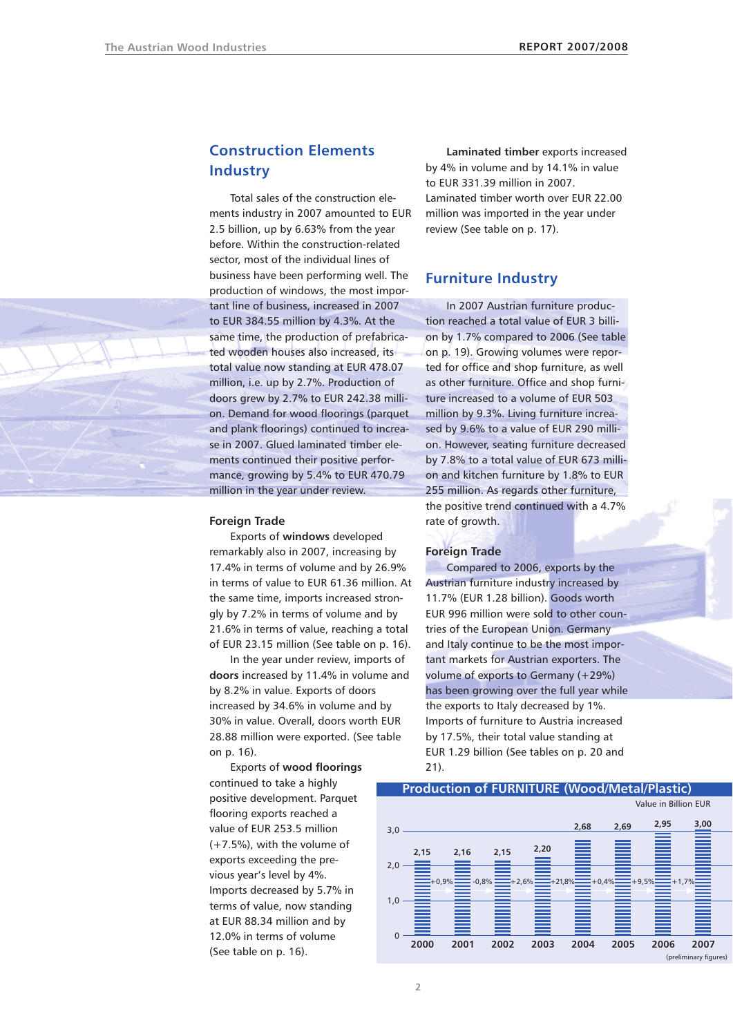## Construction Elements Industry

Total sales of the construction elements industry in 2007 amounted to EUR 2.5 billion, up by 6.63% from the year before. Within the construction-related sector, most of the individual lines of business have been performing well. The production of windows, the most important line of business, increased in 2007 to EUR 384.55 million by 4.3%. At the same time, the production of prefabricated wooden houses also increased, its total value now standing at EUR 478.07 million, i.e. up by 2.7%. Production of doors grew by 2.7% to EUR 242.38 million. Demand for wood floorings (parquet and plank floorings) continued to increase in 2007. Glued laminated timber elements continued their positive performance, growing by 5.4% to EUR 470.79 million in the year under review.

### Foreign Trade

Exports of **windows** developed remarkably also in 2007, increasing by 17.4% in terms of volume and by 26.9% in terms of value to EUR 61.36 million. At the same time, imports increased strongly by 7.2% in terms of volume and by 21.6% in terms of value, reaching a total of EUR 23.15 million (See table on p. 16).

In the year under review, imports of **doors** increased by 11.4% in volume and by 8.2% in value. Exports of doors increased by 34.6% in volume and by 30% in value. Overall, doors worth EUR 28.88 million were exported. (See table on p. 16).

Exports of **wood floorings** continued to take a highly positive development. Parquet flooring exports reached a value of EUR 253.5 million (+7.5%), with the volume of exports exceeding the previous year's level by 4%. Imports decreased by 5.7% in terms of value, now standing at EUR 88.34 million and by 12.0% in terms of volume (See table on p. 16).

**Laminated timber** exports increased by 4% in volume and by 14.1% in value to EUR 331.39 million in 2007. Laminated timber worth over EUR 22.00 million was imported in the year under review (See table on p. 17).

## Furniture Industry

In 2007 Austrian furniture production reached a total value of EUR 3 billion by 1.7% compared to 2006 (See table on p. 19). Growing volumes were reported for office and shop furniture, as well as other furniture. Office and shop furniture increased to a volume of EUR 503 million by 9.3%. Living furniture increased by 9.6% to a value of EUR 290 million. However, seating furniture decreased by 7.8% to a total value of EUR 673 million and kitchen furniture by 1.8% to EUR 255 million. As regards other furniture, the positive trend continued with a 4.7% rate of growth.

### Foreign Trade

Compared to 2006, exports by the Austrian furniture industry increased by 11.7% (EUR 1.28 billion). Goods worth EUR 996 million were sold to other countries of the European Union. Germany and Italy continue to be the most important markets for Austrian exporters. The volume of exports to Germany (+29%) has been growing over the full year while the exports to Italy decreased by 1%. Imports of furniture to Austria increased by 17.5%, their total value standing at EUR 1.29 billion (See tables on p. 20 and 21).

**Production of FURNITURE (Wood/Metal/Plastic)**

Value in Billion EUR

| Year | Value | Change to next year |
|---|---|---|
| 2000 | 2,15 | +0,9% |
| 2001 | 2,16 | -0,8% |
| 2002 | 2,15 | +2,6% |
| 2003 | 2,20 | +21,8% |
| 2004 | 2,68 | +0,4% |
| 2005 | 2,69 | +9,5% |
| 2006 | 2,95 | +1,7% |
| 2007 | 3,00 | |

(preliminary figures)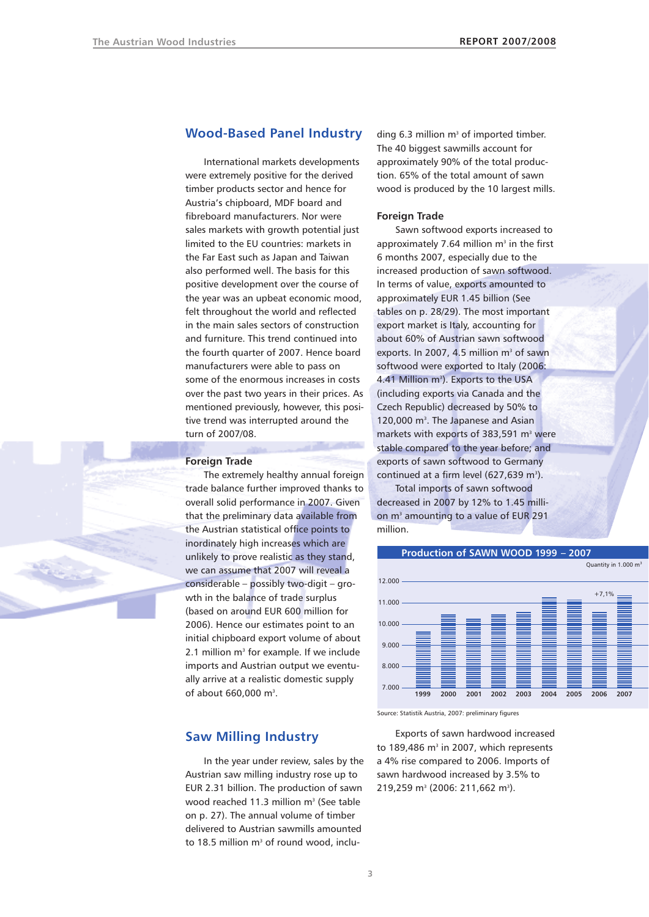## Wood-Based Panel Industry

International markets developments were extremely positive for the derived timber products sector and hence for Austria's chipboard, MDF board and fibreboard manufacturers. Nor were sales markets with growth potential just limited to the EU countries: markets in the Far East such as Japan and Taiwan also performed well. The basis for this positive development over the course of the year was an upbeat economic mood, felt throughout the world and reflected in the main sales sectors of construction and furniture. This trend continued into the fourth quarter of 2007. Hence board manufacturers were able to pass on some of the enormous increases in costs over the past two years in their prices. As mentioned previously, however, this positive trend was interrupted around the turn of 2007/08.

### Foreign Trade

The extremely healthy annual foreign trade balance further improved thanks to overall solid performance in 2007. Given that the preliminary data available from the Austrian statistical office points to inordinately high increases which are unlikely to prove realistic as they stand, we can assume that 2007 will reveal a considerable – possibly two-digit – growth in the balance of trade surplus (based on around EUR 600 million for 2006). Hence our estimates point to an initial chipboard export volume of about 2.1 million m³ for example. If we include imports and Austrian output we eventually arrive at a realistic domestic supply of about 660,000 m³.

## Saw Milling Industry

In the year under review, sales by the Austrian saw milling industry rose up to EUR 2.31 billion. The production of sawn wood reached 11.3 million m³ (See table on p. 27). The annual volume of timber delivered to Austrian sawmills amounted to 18.5 million m³ of round wood, including 6.3 million m³ of imported timber. The 40 biggest sawmills account for approximately 90% of the total production. 65% of the total amount of sawn wood is produced by the 10 largest mills.

### Foreign Trade

Sawn softwood exports increased to approximately 7.64 million m³ in the first 6 months 2007, especially due to the increased production of sawn softwood. In terms of value, exports amounted to approximately EUR 1.45 billion (See tables on p. 28/29). The most important export market is Italy, accounting for about 60% of Austrian sawn softwood exports. In 2007, 4.5 million m³ of sawn softwood were exported to Italy (2006: 4.41 Million m³). Exports to the USA (including exports via Canada and the Czech Republic) decreased by 50% to 120,000 m³. The Japanese and Asian markets with exports of 383,591 m³ were stable compared to the year before; and exports of sawn softwood to Germany continued at a firm level (627,639 m³).

Total imports of sawn softwood decreased in 2007 by 12% to 1.45 million m³ amounting to a value of EUR 291 million.

**Production of SAWN WOOD 1999 – 2007**

Quantity in 1.000 m³

Y-axis: 7.000 – 12.000; X-axis: 1999, 2000, 2001, 2002, 2003, 2004, 2005, 2006, 2007; annotation: +7,1% (2007)

Source: Statistik Austria, 2007: preliminary figures

Exports of sawn hardwood increased to 189,486 m³ in 2007, which represents a 4% rise compared to 2006. Imports of sawn hardwood increased by 3.5% to 219,259 m³ (2006: 211,662 m³).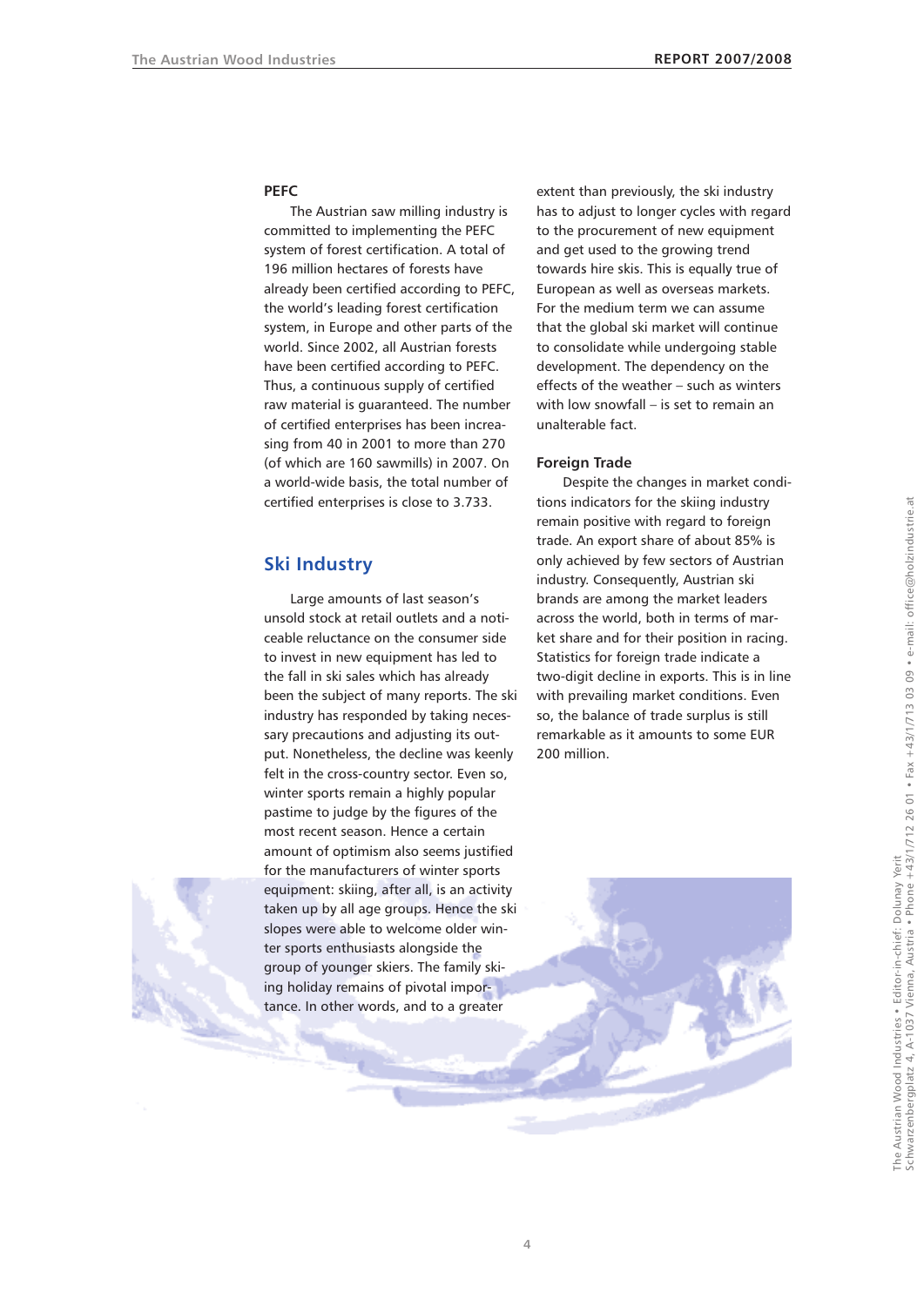### PEFC

The Austrian saw milling industry is committed to implementing the PEFC system of forest certification. A total of 196 million hectares of forests have already been certified according to PEFC, the world's leading forest certification system, in Europe and other parts of the world. Since 2002, all Austrian forests have been certified according to PEFC. Thus, a continuous supply of certified raw material is guaranteed. The number of certified enterprises has been increasing from 40 in 2001 to more than 270 (of which are 160 sawmills) in 2007. On a world-wide basis, the total number of certified enterprises is close to 3.733.

## Ski Industry

Large amounts of last season's unsold stock at retail outlets and a noticeable reluctance on the consumer side to invest in new equipment has led to the fall in ski sales which has already been the subject of many reports. The ski industry has responded by taking necessary precautions and adjusting its output. Nonetheless, the decline was keenly felt in the cross-country sector. Even so, winter sports remain a highly popular pastime to judge by the figures of the most recent season. Hence a certain amount of optimism also seems justified for the manufacturers of winter sports equipment: skiing, after all, is an activity taken up by all age groups. Hence the ski slopes were able to welcome older winter sports enthusiasts alongside the group of younger skiers. The family skiing holiday remains of pivotal importance. In other words, and to a greater extent than previously, the ski industry has to adjust to longer cycles with regard to the procurement of new equipment and get used to the growing trend towards hire skis. This is equally true of European as well as overseas markets. For the medium term we can assume that the global ski market will continue to consolidate while undergoing stable development. The dependency on the effects of the weather – such as winters with low snowfall – is set to remain an unalterable fact.

### Foreign Trade

Despite the changes in market conditions indicators for the skiing industry remain positive with regard to foreign trade. An export share of about 85% is only achieved by few sectors of Austrian industry. Consequently, Austrian ski brands are among the market leaders across the world, both in terms of market share and for their position in racing. Statistics for foreign trade indicate a two-digit decline in exports. This is in line with prevailing market conditions. Even so, the balance of trade surplus is still remarkable as it amounts to some EUR 200 million.

The Austrian Wood Industries • Editor-in-chief: Dolunay Yerit
Schwarzenbergplatz 4, A-1037 Vienna, Austria • Phone +43/1/712 26 01 • Fax +43/1/713 03 09 • e-mail: office@holzindustrie.at